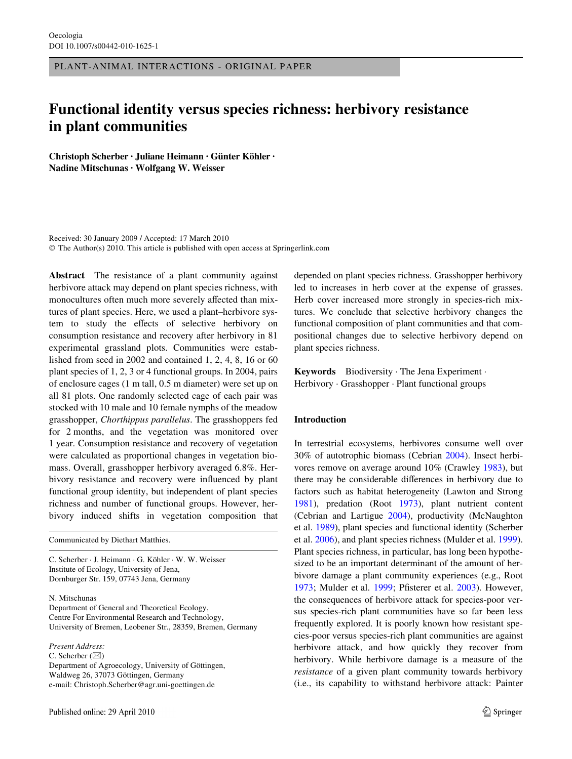PLANT-ANIMAL INTERACTIONS - ORIGINAL PAPER

# Functional identity versus species richness: herbivory resistance in plant communities

**Christoph Scherber · Juliane Heimann · Günter Köhler · Nadine Mitschunas · Wolfgang W. Weisser**

Received: 30 January 2009 / Accepted: 17 March 2010
© The Author(s) 2010. This article is published with open access at Springerlink.com

**Abstract** The resistance of a plant community against herbivore attack may depend on plant species richness, with monocultures often much more severely affected than mixtures of plant species. Here, we used a plant–herbivore system to study the effects of selective herbivory on consumption resistance and recovery after herbivory in 81 experimental grassland plots. Communities were established from seed in 2002 and contained 1, 2, 4, 8, 16 or 60 plant species of 1, 2, 3 or 4 functional groups. In 2004, pairs of enclosure cages (1 m tall, 0.5 m diameter) were set up on all 81 plots. One randomly selected cage of each pair was stocked with 10 male and 10 female nymphs of the meadow grasshopper, *Chorthippus parallelus*. The grasshoppers fed for 2 months, and the vegetation was monitored over 1 year. Consumption resistance and recovery of vegetation were calculated as proportional changes in vegetation biomass. Overall, grasshopper herbivory averaged 6.8%. Herbivory resistance and recovery were influenced by plant functional group identity, but independent of plant species richness and number of functional groups. However, herbivory induced shifts in vegetation composition that depended on plant species richness. Grasshopper herbivory led to increases in herb cover at the expense of grasses. Herb cover increased more strongly in species-rich mixtures. We conclude that selective herbivory changes the functional composition of plant communities and that compositional changes due to selective herbivory depend on plant species richness.

**Keywords** Biodiversity · The Jena Experiment · Herbivory · Grasshopper · Plant functional groups

Communicated by Diethart Matthies.

C. Scherber · J. Heimann · G. Köhler · W. W. Weisser
Institute of Ecology, University of Jena,
Dornburger Str. 159, 07743 Jena, Germany

N. Mitschunas
Department of General and Theoretical Ecology,
Centre For Environmental Research and Technology,
University of Bremen, Leobener Str., 28359, Bremen, Germany

*Present Address:*
C. Scherber (✉)
Department of Agroecology, University of Göttingen,
Waldweg 26, 37073 Göttingen, Germany
e-mail: Christoph.Scherber@agr.uni-goettingen.de

## Introduction

In terrestrial ecosystems, herbivores consume well over 30% of autotrophic biomass (Cebrian 2004). Insect herbivores remove on average around 10% (Crawley 1983), but there may be considerable differences in herbivory due to factors such as habitat heterogeneity (Lawton and Strong 1981), predation (Root 1973), plant nutrient content (Cebrian and Lartigue 2004), productivity (McNaughton et al. 1989), plant species and functional identity (Scherber et al. 2006), and plant species richness (Mulder et al. 1999). Plant species richness, in particular, has long been hypothesized to be an important determinant of the amount of herbivore damage a plant community experiences (e.g., Root 1973; Mulder et al. 1999; Pfisterer et al. 2003). However, the consequences of herbivore attack for species-poor versus species-rich plant communities have so far been less frequently explored. It is poorly known how resistant species-poor versus species-rich plant communities are against herbivore attack, and how quickly they recover from herbivory. While herbivore damage is a measure of the *resistance* of a given plant community towards herbivory (i.e., its capability to withstand herbivore attack: Painter

Published online: 29 April 2010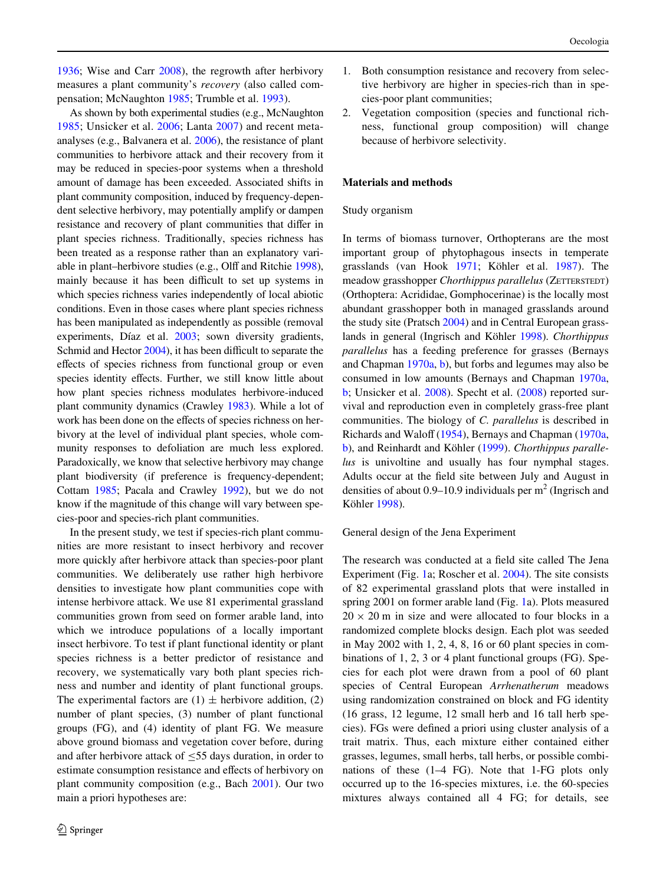1936; Wise and Carr 2008), the regrowth after herbivory measures a plant community's *recovery* (also called compensation; McNaughton 1985; Trumble et al. 1993).

As shown by both experimental studies (e.g., McNaughton 1985; Unsicker et al. 2006; Lanta 2007) and recent meta-analyses (e.g., Balvanera et al. 2006), the resistance of plant communities to herbivore attack and their recovery from it may be reduced in species-poor systems when a threshold amount of damage has been exceeded. Associated shifts in plant community composition, induced by frequency-dependent selective herbivory, may potentially amplify or dampen resistance and recovery of plant communities that differ in plant species richness. Traditionally, species richness has been treated as a response rather than an explanatory variable in plant–herbivore studies (e.g., Olff and Ritchie 1998), mainly because it has been difficult to set up systems in which species richness varies independently of local abiotic conditions. Even in those cases where plant species richness has been manipulated as independently as possible (removal experiments, Díaz et al. 2003; sown diversity gradients, Schmid and Hector 2004), it has been difficult to separate the effects of species richness from functional group or even species identity effects. Further, we still know little about how plant species richness modulates herbivore-induced plant community dynamics (Crawley 1983). While a lot of work has been done on the effects of species richness on herbivory at the level of individual plant species, whole community responses to defoliation are much less explored. Paradoxically, we know that selective herbivory may change plant biodiversity (if preference is frequency-dependent; Cottam 1985; Pacala and Crawley 1992), but we do not know if the magnitude of this change will vary between species-poor and species-rich plant communities.

In the present study, we test if species-rich plant communities are more resistant to insect herbivory and recover more quickly after herbivore attack than species-poor plant communities. We deliberately use rather high herbivore densities to investigate how plant communities cope with intense herbivore attack. We use 81 experimental grassland communities grown from seed on former arable land, into which we introduce populations of a locally important insect herbivore. To test if plant functional identity or plant species richness is a better predictor of resistance and recovery, we systematically vary both plant species richness and number and identity of plant functional groups. The experimental factors are (1) $\pm$ herbivore addition, (2) number of plant species, (3) number of plant functional groups (FG), and (4) identity of plant FG. We measure above ground biomass and vegetation cover before, during and after herbivore attack of $\leq$55 days duration, in order to estimate consumption resistance and effects of herbivory on plant community composition (e.g., Bach 2001). Our two main a priori hypotheses are:

1. Both consumption resistance and recovery from selective herbivory are higher in species-rich than in species-poor plant communities;
2. Vegetation composition (species and functional richness, functional group composition) will change because of herbivore selectivity.

## Materials and methods

### Study organism

In terms of biomass turnover, Orthopterans are the most important group of phytophagous insects in temperate grasslands (van Hook 1971; Köhler et al. 1987). The meadow grasshopper *Chorthippus parallelus* (Zetterstedt) (Orthoptera: Acrididae, Gomphocerinae) is the locally most abundant grasshopper both in managed grasslands around the study site (Pratsch 2004) and in Central European grasslands in general (Ingrisch and Köhler 1998). *Chorthippus parallelus* has a feeding preference for grasses (Bernays and Chapman 1970a, b), but forbs and legumes may also be consumed in low amounts (Bernays and Chapman 1970a, b; Unsicker et al. 2008). Specht et al. (2008) reported survival and reproduction even in completely grass-free plant communities. The biology of *C. parallelus* is described in Richards and Waloff (1954), Bernays and Chapman (1970a, b), and Reinhardt and Köhler (1999). *Chorthippus parallelus* is univoltine and usually has four nymphal stages. Adults occur at the field site between July and August in densities of about 0.9–10.9 individuals per m$^2$ (Ingrisch and Köhler 1998).

### General design of the Jena Experiment

The research was conducted at a field site called The Jena Experiment (Fig. 1a; Roscher et al. 2004). The site consists of 82 experimental grassland plots that were installed in spring 2001 on former arable land (Fig. 1a). Plots measured 20 $\times$ 20 m in size and were allocated to four blocks in a randomized complete blocks design. Each plot was seeded in May 2002 with 1, 2, 4, 8, 16 or 60 plant species in combinations of 1, 2, 3 or 4 plant functional groups (FG). Species for each plot were drawn from a pool of 60 plant species of Central European *Arrhenatherum* meadows using randomization constrained on block and FG identity (16 grass, 12 legume, 12 small herb and 16 tall herb species). FGs were defined a priori using cluster analysis of a trait matrix. Thus, each mixture either contained either grasses, legumes, small herbs, tall herbs, or possible combinations of these (1–4 FG). Note that 1-FG plots only occurred up to the 16-species mixtures, i.e. the 60-species mixtures always contained all 4 FG; for details, see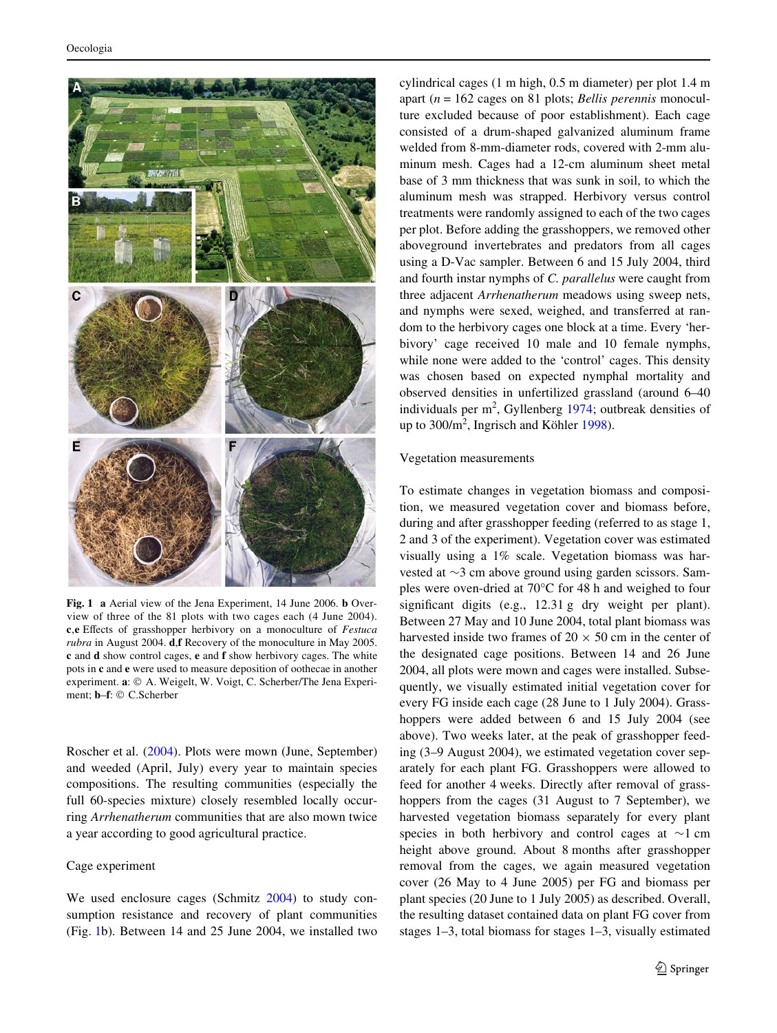**Fig. 1** **a** Aerial view of the Jena Experiment, 14 June 2006. **b** Overview of three of the 81 plots with two cages each (4 June 2004). **c**,**e** Effects of grasshopper herbivory on a monoculture of *Festuca rubra* in August 2004. **d**,**f** Recovery of the monoculture in May 2005. **c** and **d** show control cages, **e** and **f** show herbivory cages. The white pots in **c** and **e** were used to measure deposition of oothecae in another experiment. **a**: © A. Weigelt, W. Voigt, C. Scherber/The Jena Experiment; **b**–**f**: © C.Scherber

Roscher et al. (2004). Plots were mown (June, September) and weeded (April, July) every year to maintain species compositions. The resulting communities (especially the full 60-species mixture) closely resembled locally occurring *Arrhenatherum* communities that are also mown twice a year according to good agricultural practice.

## Cage experiment

We used enclosure cages (Schmitz 2004) to study consumption resistance and recovery of plant communities (Fig. 1b). Between 14 and 25 June 2004, we installed two cylindrical cages (1 m high, 0.5 m diameter) per plot 1.4 m apart (*n* = 162 cages on 81 plots; *Bellis perennis* monoculture excluded because of poor establishment). Each cage consisted of a drum-shaped galvanized aluminum frame welded from 8-mm-diameter rods, covered with 2-mm aluminum mesh. Cages had a 12-cm aluminum sheet metal base of 3 mm thickness that was sunk in soil, to which the aluminum mesh was strapped. Herbivory versus control treatments were randomly assigned to each of the two cages per plot. Before adding the grasshoppers, we removed other aboveground invertebrates and predators from all cages using a D-Vac sampler. Between 6 and 15 July 2004, third and fourth instar nymphs of *C. parallelus* were caught from three adjacent *Arrhenatherum* meadows using sweep nets, and nymphs were sexed, weighed, and transferred at random to the herbivory cages one block at a time. Every 'herbivory' cage received 10 male and 10 female nymphs, while none were added to the 'control' cages. This density was chosen based on expected nymphal mortality and observed densities in unfertilized grassland (around 6–40 individuals per m$^2$, Gyllenberg 1974; outbreak densities of up to 300/m$^2$, Ingrisch and Köhler 1998).

## Vegetation measurements

To estimate changes in vegetation biomass and composition, we measured vegetation cover and biomass before, during and after grasshopper feeding (referred to as stage 1, 2 and 3 of the experiment). Vegetation cover was estimated visually using a 1% scale. Vegetation biomass was harvested at ~3 cm above ground using garden scissors. Samples were oven-dried at 70°C for 48 h and weighed to four significant digits (e.g., 12.31 g dry weight per plant). Between 27 May and 10 June 2004, total plant biomass was harvested inside two frames of 20 × 50 cm in the center of the designated cage positions. Between 14 and 26 June 2004, all plots were mown and cages were installed. Subsequently, we visually estimated initial vegetation cover for every FG inside each cage (28 June to 1 July 2004). Grasshoppers were added between 6 and 15 July 2004 (see above). Two weeks later, at the peak of grasshopper feeding (3–9 August 2004), we estimated vegetation cover separately for each plant FG. Grasshoppers were allowed to feed for another 4 weeks. Directly after removal of grasshoppers from the cages (31 August to 7 September), we harvested vegetation biomass separately for every plant species in both herbivory and control cages at ~1 cm height above ground. About 8 months after grasshopper removal from the cages, we again measured vegetation cover (26 May to 4 June 2005) per FG and biomass per plant species (20 June to 1 July 2005) as described. Overall, the resulting dataset contained data on plant FG cover from stages 1–3, total biomass for stages 1–3, visually estimated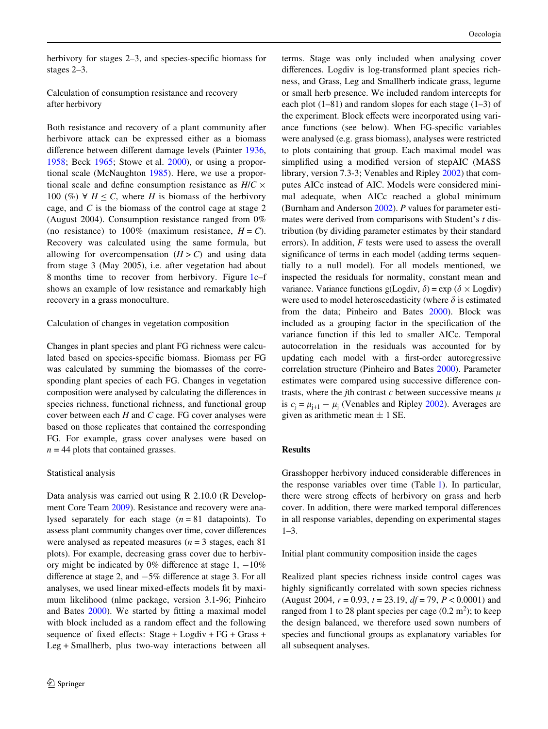herbivory for stages 2–3, and species-specific biomass for stages 2–3.

### Calculation of consumption resistance and recovery after herbivory

Both resistance and recovery of a plant community after herbivore attack can be expressed either as a biomass difference between different damage levels (Painter 1936, 1958; Beck 1965; Stowe et al. 2000), or using a proportional scale (McNaughton 1985). Here, we use a proportional scale and define consumption resistance as $H/C \times 100$ (%) $\forall\ H \leq C$, where $H$ is biomass of the herbivory cage, and $C$ is the biomass of the control cage at stage 2 (August 2004). Consumption resistance ranged from 0% (no resistance) to 100% (maximum resistance, $H = C$). Recovery was calculated using the same formula, but allowing for overcompensation ($H > C$) and using data from stage 3 (May 2005), i.e. after vegetation had about 8 months time to recover from herbivory. Figure 1c–f shows an example of low resistance and remarkably high recovery in a grass monoculture.

### Calculation of changes in vegetation composition

Changes in plant species and plant FG richness were calculated based on species-specific biomass. Biomass per FG was calculated by summing the biomasses of the corresponding plant species of each FG. Changes in vegetation composition were analysed by calculating the differences in species richness, functional richness, and functional group cover between each $H$ and $C$ cage. FG cover analyses were based on those replicates that contained the corresponding FG. For example, grass cover analyses were based on $n = 44$ plots that contained grasses.

### Statistical analysis

Data analysis was carried out using R 2.10.0 (R Development Core Team 2009). Resistance and recovery were analysed separately for each stage ($n = 81$ datapoints). To assess plant community changes over time, cover differences were analysed as repeated measures ($n = 3$ stages, each 81 plots). For example, decreasing grass cover due to herbivory might be indicated by 0% difference at stage 1, −10% difference at stage 2, and −5% difference at stage 3. For all analyses, we used linear mixed-effects models fit by maximum likelihood (nlme package, version 3.1-96; Pinheiro and Bates 2000). We started by fitting a maximal model with block included as a random effect and the following sequence of fixed effects: Stage + Logdiv + FG + Grass + Leg + Smallherb, plus two-way interactions between all terms. Stage was only included when analysing cover differences. Logdiv is log-transformed plant species richness, and Grass, Leg and Smallherb indicate grass, legume or small herb presence. We included random intercepts for each plot (1–81) and random slopes for each stage (1–3) of the experiment. Block effects were incorporated using variance functions (see below). When FG-specific variables were analysed (e.g. grass biomass), analyses were restricted to plots containing that group. Each maximal model was simplified using a modified version of stepAIC (MASS library, version 7.3-3; Venables and Ripley 2002) that computes AICc instead of AIC. Models were considered minimal adequate, when AICc reached a global minimum (Burnham and Anderson 2002). *P* values for parameter estimates were derived from comparisons with Student's *t* distribution (by dividing parameter estimates by their standard errors). In addition, *F* tests were used to assess the overall significance of terms in each model (adding terms sequentially to a null model). For all models mentioned, we inspected the residuals for normality, constant mean and variance. Variance functions g(Logdiv, $\delta$) = exp ($\delta \times$ Logdiv) were used to model heteroscedasticity (where $\delta$ is estimated from the data; Pinheiro and Bates 2000). Block was included as a grouping factor in the specification of the variance function if this led to smaller AICc. Temporal autocorrelation in the residuals was accounted for by updating each model with a first-order autoregressive correlation structure (Pinheiro and Bates 2000). Parameter estimates were compared using successive difference contrasts, where the $j$th contrast $c$ between successive means $\mu$ is $c_j = \mu_{j+1} - \mu_j$ (Venables and Ripley 2002). Averages are given as arithmetic mean ± 1 SE.

## Results

Grasshopper herbivory induced considerable differences in the response variables over time (Table 1). In particular, there were strong effects of herbivory on grass and herb cover. In addition, there were marked temporal differences in all response variables, depending on experimental stages 1–3.

### Initial plant community composition inside the cages

Realized plant species richness inside control cages was highly significantly correlated with sown species richness (August 2004, $r = 0.93$, $t = 23.19$, $df = 79$, $P < 0.0001$) and ranged from 1 to 28 plant species per cage (0.2 $m^2$); to keep the design balanced, we therefore used sown numbers of species and functional groups as explanatory variables for all subsequent analyses.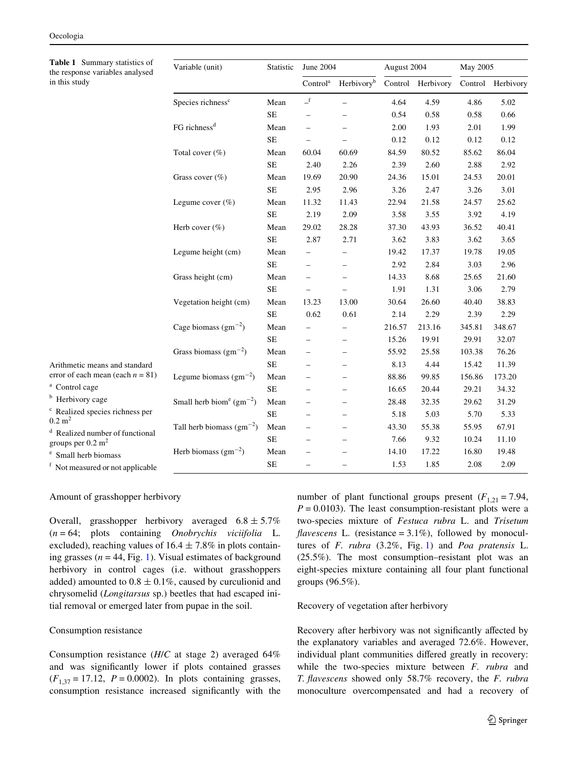**Table 1** Summary statistics of the response variables analysed in this study

| Variable (unit) | Statistic | June 2004 | | August 2004 | | May 2005 | |
|---|---|---|---|---|---|---|---|
| | | Control[a] | Herbivory[b] | Control | Herbivory | Control | Herbivory |
| Species richness[c] | Mean | –[f] | – | 4.64 | 4.59 | 4.86 | 5.02 |
| | SE | – | – | 0.54 | 0.58 | 0.58 | 0.66 |
| FG richness[d] | Mean | – | – | 2.00 | 1.93 | 2.01 | 1.99 |
| | SE | – | – | 0.12 | 0.12 | 0.12 | 0.12 |
| Total cover (%) | Mean | 60.04 | 60.69 | 84.59 | 80.52 | 85.62 | 86.04 |
| | SE | 2.40 | 2.26 | 2.39 | 2.60 | 2.88 | 2.92 |
| Grass cover (%) | Mean | 19.69 | 20.90 | 24.36 | 15.01 | 24.53 | 20.01 |
| | SE | 2.95 | 2.96 | 3.26 | 2.47 | 3.26 | 3.01 |
| Legume cover (%) | Mean | 11.32 | 11.43 | 22.94 | 21.58 | 24.57 | 25.62 |
| | SE | 2.19 | 2.09 | 3.58 | 3.55 | 3.92 | 4.19 |
| Herb cover (%) | Mean | 29.02 | 28.28 | 37.30 | 43.93 | 36.52 | 40.41 |
| | SE | 2.87 | 2.71 | 3.62 | 3.83 | 3.62 | 3.65 |
| Legume height (cm) | Mean | – | – | 19.42 | 17.37 | 19.78 | 19.05 |
| | SE | – | – | 2.92 | 2.84 | 3.03 | 2.96 |
| Grass height (cm) | Mean | – | – | 14.33 | 8.68 | 25.65 | 21.60 |
| | SE | – | – | 1.91 | 1.31 | 3.06 | 2.79 |
| Vegetation height (cm) | Mean | 13.23 | 13.00 | 30.64 | 26.60 | 40.40 | 38.83 |
| | SE | 0.62 | 0.61 | 2.14 | 2.29 | 2.39 | 2.29 |
| Cage biomass ($gm^{-2}$) | Mean | – | – | 216.57 | 213.16 | 345.81 | 348.67 |
| | SE | – | – | 15.26 | 19.91 | 29.91 | 32.07 |
| Grass biomass ($gm^{-2}$) | Mean | – | – | 55.92 | 25.58 | 103.38 | 76.26 |
| | SE | – | – | 8.13 | 4.44 | 15.42 | 11.39 |
| Legume biomass ($gm^{-2}$) | Mean | – | – | 88.86 | 99.85 | 156.86 | 173.20 |
| | SE | – | – | 16.65 | 20.44 | 29.21 | 34.32 |
| Small herb biom[e] ($gm^{-2}$) | Mean | – | – | 28.48 | 32.35 | 29.62 | 31.29 |
| | SE | – | – | 5.18 | 5.03 | 5.70 | 5.33 |
| Tall herb biomass ($gm^{-2}$) | Mean | – | – | 43.30 | 55.38 | 55.95 | 67.91 |
| | SE | – | – | 7.66 | 9.32 | 10.24 | 11.10 |
| Herb biomass ($gm^{-2}$) | Mean | – | – | 14.10 | 17.22 | 16.80 | 19.48 |
| | SE | – | – | 1.53 | 1.85 | 2.08 | 2.09 |

Arithmetic means and standard error of each mean (each $n = 81$)

[a] Control cage

[b] Herbivory cage

[c] Realized species richness per 0.2 $m^2$

[d] Realized number of functional groups per 0.2 $m^2$

[e] Small herb biomass

[f] Not measured or not applicable

### Amount of grasshopper herbivory

Overall, grasshopper herbivory averaged $6.8 \pm 5.7\%$ ($n = 64$; plots containing *Onobrychis viciifolia* L. excluded), reaching values of $16.4 \pm 7.8\%$ in plots containing grasses ($n = 44$, Fig. 1). Visual estimates of background herbivory in control cages (i.e. without grasshoppers added) amounted to $0.8 \pm 0.1\%$, caused by curculionid and chrysomelid (*Longitarsus* sp.) beetles that had escaped initial removal or emerged later from pupae in the soil.

### Consumption resistance

Consumption resistance (*H*/*C* at stage 2) averaged 64% and was significantly lower if plots contained grasses ($F_{1,37} = 17.12$, $P = 0.0002$). In plots containing grasses, consumption resistance increased significantly with the number of plant functional groups present ($F_{1,21} = 7.94$, $P = 0.0103$). The least consumption-resistant plots were a two-species mixture of *Festuca rubra* L. and *Trisetum flavescens* L. (resistance = 3.1%), followed by monocultures of *F. rubra* (3.2%, Fig. 1) and *Poa pratensis* L. (25.5%). The most consumption–resistant plot was an eight-species mixture containing all four plant functional groups (96.5%).

### Recovery of vegetation after herbivory

Recovery after herbivory was not significantly affected by the explanatory variables and averaged 72.6%. However, individual plant communities differed greatly in recovery: while the two-species mixture between *F. rubra* and *T. flavescens* showed only 58.7% recovery, the *F. rubra* monoculture overcompensated and had a recovery of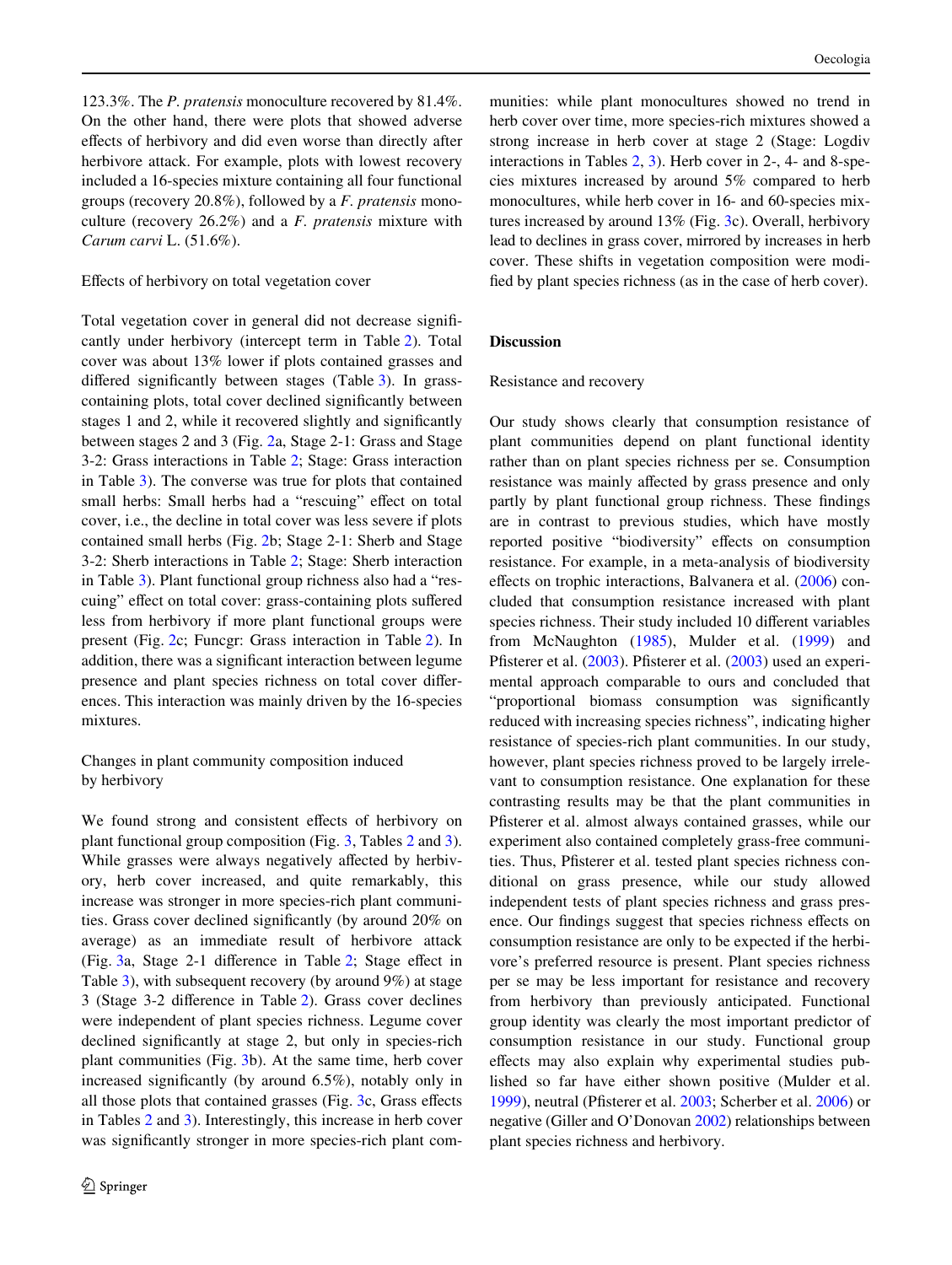123.3%. The *P. pratensis* monoculture recovered by 81.4%. On the other hand, there were plots that showed adverse effects of herbivory and did even worse than directly after herbivore attack. For example, plots with lowest recovery included a 16-species mixture containing all four functional groups (recovery 20.8%), followed by a *F. pratensis* monoculture (recovery 26.2%) and a *F. pratensis* mixture with *Carum carvi* L. (51.6%).

### Effects of herbivory on total vegetation cover

Total vegetation cover in general did not decrease significantly under herbivory (intercept term in Table 2). Total cover was about 13% lower if plots contained grasses and differed significantly between stages (Table 3). In grass-containing plots, total cover declined significantly between stages 1 and 2, while it recovered slightly and significantly between stages 2 and 3 (Fig. 2a, Stage 2-1: Grass and Stage 3-2: Grass interactions in Table 2; Stage: Grass interaction in Table 3). The converse was true for plots that contained small herbs: Small herbs had a "rescuing" effect on total cover, i.e., the decline in total cover was less severe if plots contained small herbs (Fig. 2b; Stage 2-1: Sherb and Stage 3-2: Sherb interactions in Table 2; Stage: Sherb interaction in Table 3). Plant functional group richness also had a "rescuing" effect on total cover: grass-containing plots suffered less from herbivory if more plant functional groups were present (Fig. 2c; Funcgr: Grass interaction in Table 2). In addition, there was a significant interaction between legume presence and plant species richness on total cover differences. This interaction was mainly driven by the 16-species mixtures.

### Changes in plant community composition induced by herbivory

We found strong and consistent effects of herbivory on plant functional group composition (Fig. 3, Tables 2 and 3). While grasses were always negatively affected by herbivory, herb cover increased, and quite remarkably, this increase was stronger in more species-rich plant communities. Grass cover declined significantly (by around 20% on average) as an immediate result of herbivore attack (Fig. 3a, Stage 2-1 difference in Table 2; Stage effect in Table 3), with subsequent recovery (by around 9%) at stage 3 (Stage 3-2 difference in Table 2). Grass cover declines were independent of plant species richness. Legume cover declined significantly at stage 2, but only in species-rich plant communities (Fig. 3b). At the same time, herb cover increased significantly (by around 6.5%), notably only in all those plots that contained grasses (Fig. 3c, Grass effects in Tables 2 and 3). Interestingly, this increase in herb cover was significantly stronger in more species-rich plant communities: while plant monocultures showed no trend in herb cover over time, more species-rich mixtures showed a strong increase in herb cover at stage 2 (Stage: Logdiv interactions in Tables 2, 3). Herb cover in 2-, 4- and 8-species mixtures increased by around 5% compared to herb monocultures, while herb cover in 16- and 60-species mixtures increased by around 13% (Fig. 3c). Overall, herbivory lead to declines in grass cover, mirrored by increases in herb cover. These shifts in vegetation composition were modified by plant species richness (as in the case of herb cover).

## Discussion

### Resistance and recovery

Our study shows clearly that consumption resistance of plant communities depend on plant functional identity rather than on plant species richness per se. Consumption resistance was mainly affected by grass presence and only partly by plant functional group richness. These findings are in contrast to previous studies, which have mostly reported positive "biodiversity" effects on consumption resistance. For example, in a meta-analysis of biodiversity effects on trophic interactions, Balvanera et al. (2006) concluded that consumption resistance increased with plant species richness. Their study included 10 different variables from McNaughton (1985), Mulder et al. (1999) and Pfisterer et al. (2003). Pfisterer et al. (2003) used an experimental approach comparable to ours and concluded that "proportional biomass consumption was significantly reduced with increasing species richness", indicating higher resistance of species-rich plant communities. In our study, however, plant species richness proved to be largely irrelevant to consumption resistance. One explanation for these contrasting results may be that the plant communities in Pfisterer et al. almost always contained grasses, while our experiment also contained completely grass-free communities. Thus, Pfisterer et al. tested plant species richness conditional on grass presence, while our study allowed independent tests of plant species richness and grass presence. Our findings suggest that species richness effects on consumption resistance are only to be expected if the herbivore's preferred resource is present. Plant species richness per se may be less important for resistance and recovery from herbivory than previously anticipated. Functional group identity was clearly the most important predictor of consumption resistance in our study. Functional group effects may also explain why experimental studies published so far have either shown positive (Mulder et al. 1999), neutral (Pfisterer et al. 2003; Scherber et al. 2006) or negative (Giller and O'Donovan 2002) relationships between plant species richness and herbivory.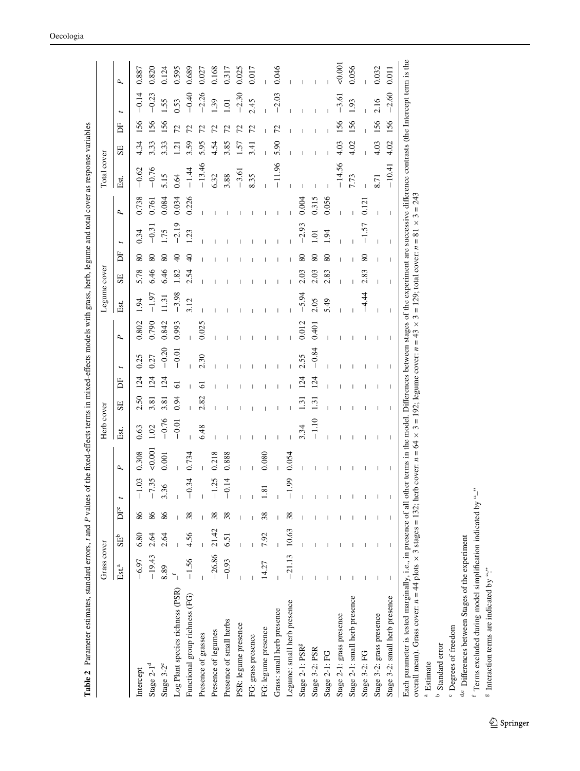**Table 2** Parameter estimates, standard errors, *t* and *P* values of the fixed-effects terms in mixed-effects models with grass, herb, legume and total cover as response variables

| | Grass cover | | | | | Herb cover | | | | | Legume cover | | | | | Total cover | | | | |
|---|---|---|---|---|---|---|---|---|---|---|---|---|---|---|---|---|---|---|---|---|
| | Est.[a] | SE[b] | DF[c] | *t* | *P* | Est. | SE | DF | *t* | *P* | Est. | SE | DF | *t* | *P* | Est. | SE | DF | *t* | *P* |
| Intercept | −6.97 | 6.80 | 86 | −1.03 | 0.308 | 0.63 | 2.50 | 124 | 0.25 | 0.802 | 1.94 | 5.78 | 80 | 0.34 | 0.738 | −0.62 | 4.34 | 156 | −0.14 | 0.887 |
| Stage 2-1[d] | −19.43 | 2.64 | 86 | −7.35 | <0.001 | 1.02 | 3.81 | 124 | 0.27 | 0.790 | −1.97 | 6.46 | 80 | −0.31 | 0.761 | −0.76 | 3.33 | 156 | −0.23 | 0.820 |
| Stage 3-2[e] | 8.89 | 2.64 | 86 | 3.36 | 0.001 | −0.76 | 3.81 | 124 | −0.20 | 0.842 | 11.31 | 6.46 | 80 | 1.75 | 0.084 | 5.15 | 3.33 | 156 | 1.55 | 0.124 |
| Log Plant species richness (PSR) | –[f] | – | – | – | – | −0.01 | 0.94 | 61 | −0.01 | 0.993 | −3.98 | 1.82 | 40 | −2.19 | 0.034 | 0.64 | 1.21 | 72 | 0.53 | 0.595 |
| Functional group richness (FG) | −1.56 | 4.56 | 38 | −0.34 | 0.734 | – | – | – | – | – | 3.12 | 2.54 | 40 | 1.23 | 0.226 | −1.44 | 3.59 | 72 | −0.40 | 0.689 |
| Presence of grasses | – | – | – | – | – | 6.48 | 2.82 | 61 | 2.30 | 0.025 | – | – | – | – | – | −13.46 | 5.95 | 72 | −2.26 | 0.027 |
| Presence of legumes | −26.86 | 21.42 | 38 | −1.25 | 0.218 | – | – | – | – | – | – | – | – | – | – | 6.32 | 4.54 | 72 | 1.39 | 0.168 |
| Presence of small herbs | −0.93 | 6.51 | 38 | −0.14 | 0.888 | – | – | – | – | – | – | – | – | – | – | 3.88 | 3.85 | 72 | 1.01 | 0.317 |
| PSR: legume presence | – | – | – | – | – | – | – | – | – | – | – | – | – | – | – | −3.61 | 1.57 | 72 | −2.30 | 0.025 |
| FG: grass presence | – | – | – | – | – | – | – | – | – | – | – | – | – | – | – | 8.35 | 3.41 | 72 | 2.45 | 0.017 |
| FG: legume presence | 14.27 | 7.92 | 38 | 1.81 | 0.080 | – | – | – | – | – | – | – | – | – | – | – | – | – | – | – |
| Grass: small herb presence | – | – | – | – | – | – | – | – | – | – | – | – | – | – | – | −11.96 | 5.90 | 72 | −2.03 | 0.046 |
| Legume: small herb presence | −21.13 | 10.63 | 38 | −1.99 | 0.054 | – | – | – | – | – | – | – | – | – | – | – | – | – | – | – |
| Stage 2-1: PSR[g] | – | – | – | – | – | 3.34 | 1.31 | 124 | 2.55 | 0.012 | −5.94 | 2.03 | 80 | −2.93 | 0.004 | – | – | – | – | – |
| Stage 3-2: PSR | – | – | – | – | – | −1.10 | 1.31 | 124 | −0.84 | 0.401 | 2.05 | 2.03 | 80 | 1.01 | 0.315 | – | – | – | – | – |
| Stage 2-1: FG | – | – | – | – | – | – | – | – | – | – | 5.49 | 2.83 | 80 | 1.94 | 0.056 | – | – | – | – | – |
| Stage 2-1: grass presence | – | – | – | – | – | – | – | – | – | – | – | – | – | – | – | −14.56 | 4.03 | 156 | −3.61 | <0.001 |
| Stage 2-1: small herb presence | – | – | – | – | – | – | – | – | – | – | – | – | – | – | – | 7.73 | 4.02 | 156 | 1.93 | 0.056 |
| Stage 3-2: FG | – | – | – | – | – | – | – | – | – | – | −4.44 | 2.83 | 80 | −1.57 | 0.121 | – | – | – | – | – |
| Stage 3-2: grass presence | – | – | – | – | – | – | – | – | – | – | – | – | – | – | – | 8.71 | 4.03 | 156 | 2.16 | 0.032 |
| Stage 3-2: small herb presence | – | – | – | – | – | – | – | – | – | – | – | – | – | – | – | −10.41 | 4.02 | 156 | −2.60 | 0.011 |

Each parameter is tested marginally, i.e., in presence of all other terms in the model. Differences between stages of the experiment are successive difference contrasts (the Intercept term is the overall mean). Grass cover: $n = 44$ plots × 3 stages = 132; herb cover: $n = 64 \times 3 = 192$; legume cover: $n = 43 \times 3 = 129$; total cover: $n = 81 \times 3 = 243$

[a] Estimate

[b] Standard error

[c] Degrees of freedom

[d,e] Differences between Stages of the experiment

[f] Terms excluded during model simplification indicated by "–"

[g] Interaction terms are indicated by ":"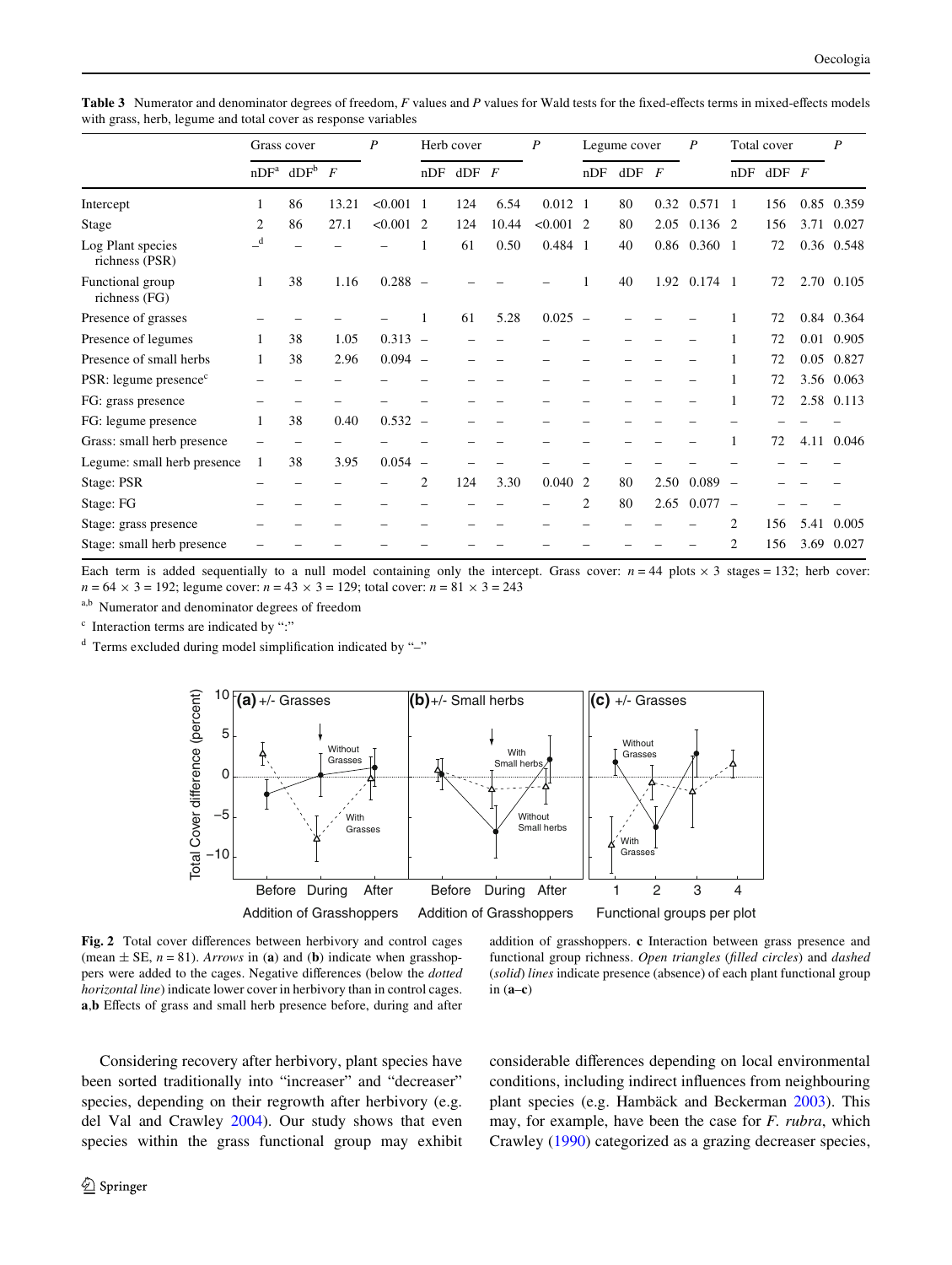**Table 3** Numerator and denominator degrees of freedom, *F* values and *P* values for Wald tests for the fixed-effects terms in mixed-effects models with grass, herb, legume and total cover as response variables

| | Grass cover | | | *P* | Herb cover | | | *P* | Legume cover | | | *P* | Total cover | | | *P* |
|---|---|---|---|---|---|---|---|---|---|---|---|---|---|---|---|---|
| | nDF[a] | dDF[b] | *F* | | nDF | dDF | *F* | | nDF | dDF | *F* | | nDF | dDF | *F* | |
| Intercept | 1 | 86 | 13.21 | <0.001 | 1 | 124 | 6.54 | 0.012 | 1 | 80 | 0.32 | 0.571 | 1 | 156 | 0.85 | 0.359 |
| Stage | 2 | 86 | 27.1 | <0.001 | 2 | 124 | 10.44 | <0.001 | 2 | 80 | 2.05 | 0.136 | 2 | 156 | 3.71 | 0.027 |
| Log Plant species richness (PSR) | –[d] | – | – | – | 1 | 61 | 0.50 | 0.484 | 1 | 40 | 0.86 | 0.360 | 1 | 72 | 0.36 | 0.548 |
| Functional group richness (FG) | 1 | 38 | 1.16 | 0.288 | – | – | – | – | 1 | 40 | 1.92 | 0.174 | 1 | 72 | 2.70 | 0.105 |
| Presence of grasses | – | – | – | – | 1 | 61 | 5.28 | 0.025 | – | – | – | – | 1 | 72 | 0.84 | 0.364 |
| Presence of legumes | 1 | 38 | 1.05 | 0.313 | – | – | – | – | – | – | – | – | 1 | 72 | 0.01 | 0.905 |
| Presence of small herbs | 1 | 38 | 2.96 | 0.094 | – | – | – | – | – | – | – | – | 1 | 72 | 0.05 | 0.827 |
| PSR: legume presence[c] | – | – | – | – | – | – | – | – | – | – | – | – | 1 | 72 | 3.56 | 0.063 |
| FG: grass presence | – | – | – | – | – | – | – | – | – | – | – | – | 1 | 72 | 2.58 | 0.113 |
| FG: legume presence | 1 | 38 | 0.40 | 0.532 | – | – | – | – | – | – | – | – | – | – | – | – |
| Grass: small herb presence | – | – | – | – | – | – | – | – | – | – | – | – | 1 | 72 | 4.11 | 0.046 |
| Legume: small herb presence | 1 | 38 | 3.95 | 0.054 | – | – | – | – | – | – | – | – | – | – | – | – |
| Stage: PSR | – | – | – | – | 2 | 124 | 3.30 | 0.040 | 2 | 80 | 2.50 | 0.089 | – | – | – | – |
| Stage: FG | – | – | – | – | – | – | – | – | 2 | 80 | 2.65 | 0.077 | – | – | – | – |
| Stage: grass presence | – | – | – | – | – | – | – | – | – | – | – | – | 2 | 156 | 5.41 | 0.005 |
| Stage: small herb presence | – | – | – | – | – | – | – | – | – | – | – | – | 2 | 156 | 3.69 | 0.027 |

Each term is added sequentially to a null model containing only the intercept. Grass cover: $n = 44$ plots × 3 stages = 132; herb cover: $n = 64 \times 3 = 192$; legume cover: $n = 43 \times 3 = 129$; total cover: $n = 81 \times 3 = 243$

[a,b] Numerator and denominator degrees of freedom

[c] Interaction terms are indicated by ":"

[d] Terms excluded during model simplification indicated by "–"

**Fig. 2** Total cover differences between herbivory and control cages (mean ± SE, $n = 81$). *Arrows* in (**a**) and (**b**) indicate when grasshoppers were added to the cages. Negative differences (below the *dotted horizontal line*) indicate lower cover in herbivory than in control cages. **a**,**b** Effects of grass and small herb presence before, during and after addition of grasshoppers. **c** Interaction between grass presence and functional group richness. *Open triangles* (*filled circles*) and *dashed* (*solid*) *lines* indicate presence (absence) of each plant functional group in (**a**–**c**)

Considering recovery after herbivory, plant species have been sorted traditionally into "increaser" and "decreaser" species, depending on their regrowth after herbivory (e.g. del Val and Crawley 2004). Our study shows that even species within the grass functional group may exhibit considerable differences depending on local environmental conditions, including indirect influences from neighbouring plant species (e.g. Hambäck and Beckerman 2003). This may, for example, have been the case for *F. rubra*, which Crawley (1990) categorized as a grazing decreaser species,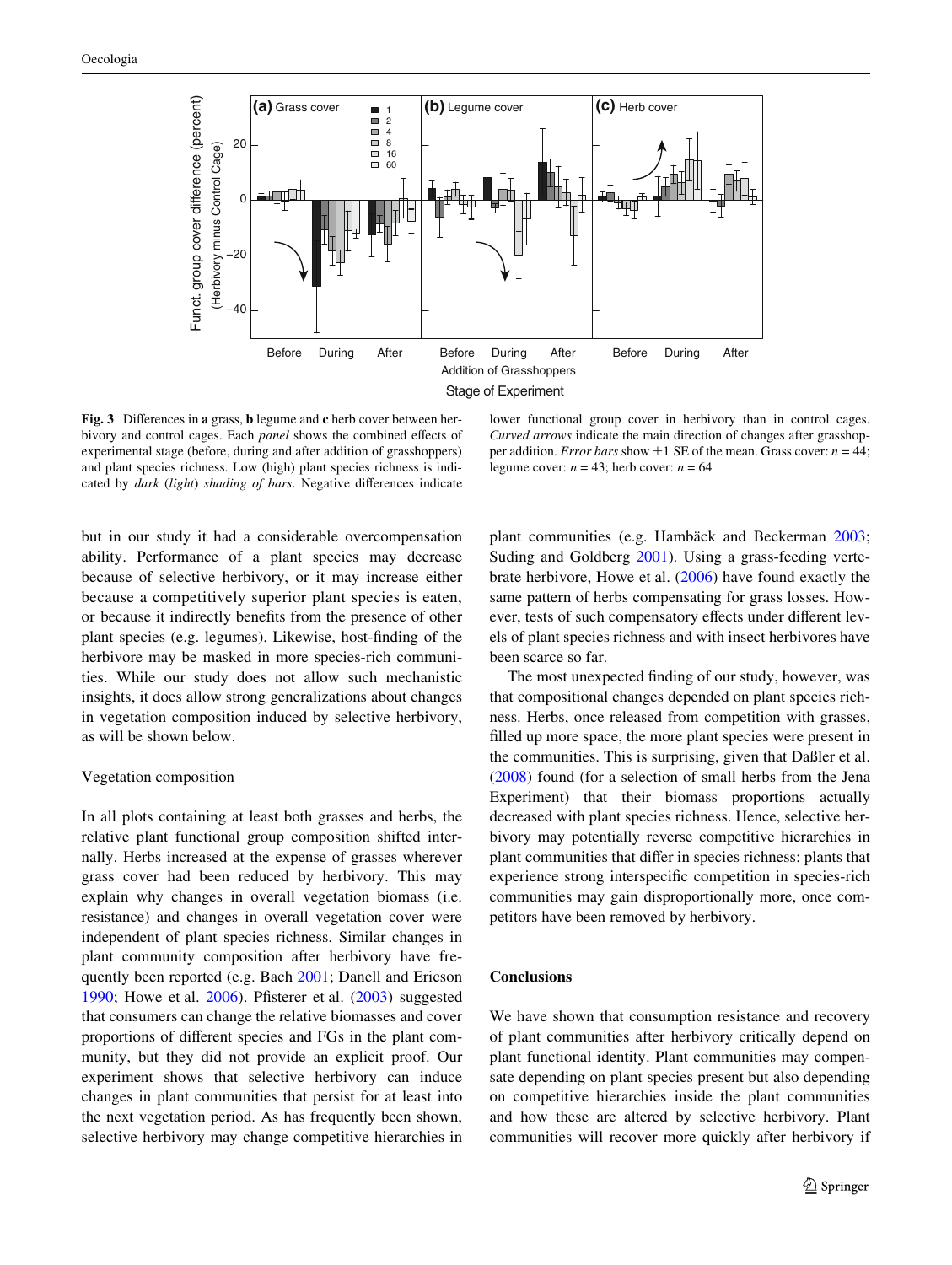Fig. 3 Differences in **a** grass, **b** legume and **c** herb cover between herbivory and control cages. Each *panel* shows the combined effects of experimental stage (before, during and after addition of grasshoppers) and plant species richness. Low (high) plant species richness is indicated by *dark* (*light*) *shading of bars*. Negative differences indicate lower functional group cover in herbivory than in control cages. *Curved arrows* indicate the main direction of changes after grasshopper addition. *Error bars* show ±1 SE of the mean. Grass cover: $n = 44$; legume cover: $n = 43$; herb cover: $n = 64$

but in our study it had a considerable overcompensation ability. Performance of a plant species may decrease because of selective herbivory, or it may increase either because a competitively superior plant species is eaten, or because it indirectly benefits from the presence of other plant species (e.g. legumes). Likewise, host-finding of the herbivore may be masked in more species-rich communities. While our study does not allow such mechanistic insights, it does allow strong generalizations about changes in vegetation composition induced by selective herbivory, as will be shown below.

### Vegetation composition

In all plots containing at least both grasses and herbs, the relative plant functional group composition shifted internally. Herbs increased at the expense of grasses wherever grass cover had been reduced by herbivory. This may explain why changes in overall vegetation biomass (i.e. resistance) and changes in overall vegetation cover were independent of plant species richness. Similar changes in plant community composition after herbivory have frequently been reported (e.g. Bach 2001; Danell and Ericson 1990; Howe et al. 2006). Pfisterer et al. (2003) suggested that consumers can change the relative biomasses and cover proportions of different species and FGs in the plant community, but they did not provide an explicit proof. Our experiment shows that selective herbivory can induce changes in plant communities that persist for at least into the next vegetation period. As has frequently been shown, selective herbivory may change competitive hierarchies in plant communities (e.g. Hambäck and Beckerman 2003; Suding and Goldberg 2001). Using a grass-feeding vertebrate herbivore, Howe et al. (2006) have found exactly the same pattern of herbs compensating for grass losses. However, tests of such compensatory effects under different levels of plant species richness and with insect herbivores have been scarce so far.

The most unexpected finding of our study, however, was that compositional changes depended on plant species richness. Herbs, once released from competition with grasses, filled up more space, the more plant species were present in the communities. This is surprising, given that Daßler et al. (2008) found (for a selection of small herbs from the Jena Experiment) that their biomass proportions actually decreased with plant species richness. Hence, selective herbivory may potentially reverse competitive hierarchies in plant communities that differ in species richness: plants that experience strong interspecific competition in species-rich communities may gain disproportionally more, once competitors have been removed by herbivory.

## Conclusions

We have shown that consumption resistance and recovery of plant communities after herbivory critically depend on plant functional identity. Plant communities may compensate depending on plant species present but also depending on competitive hierarchies inside the plant communities and how these are altered by selective herbivory. Plant communities will recover more quickly after herbivory if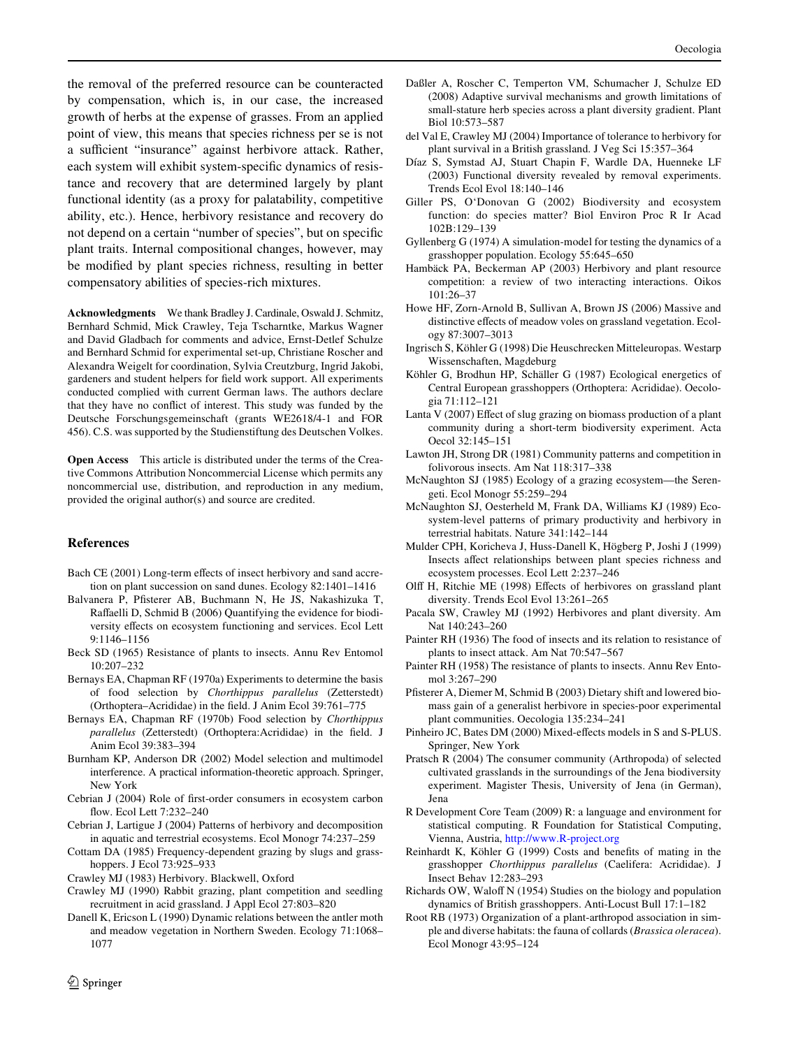the removal of the preferred resource can be counteracted by compensation, which is, in our case, the increased growth of herbs at the expense of grasses. From an applied point of view, this means that species richness per se is not a sufficient "insurance" against herbivore attack. Rather, each system will exhibit system-specific dynamics of resistance and recovery that are determined largely by plant functional identity (as a proxy for palatability, competitive ability, etc.). Hence, herbivory resistance and recovery do not depend on a certain "number of species", but on specific plant traits. Internal compositional changes, however, may be modified by plant species richness, resulting in better compensatory abilities of species-rich mixtures.

**Acknowledgments** We thank Bradley J. Cardinale, Oswald J. Schmitz, Bernhard Schmid, Mick Crawley, Teja Tscharntke, Markus Wagner and David Gladbach for comments and advice, Ernst-Detlef Schulze and Bernhard Schmid for experimental set-up, Christiane Roscher and Alexandra Weigelt for coordination, Sylvia Creutzburg, Ingrid Jakobi, gardeners and student helpers for field work support. All experiments conducted complied with current German laws. The authors declare that they have no conflict of interest. This study was funded by the Deutsche Forschungsgemeinschaft (grants WE2618/4-1 and FOR 456). C.S. was supported by the Studienstiftung des Deutschen Volkes.

**Open Access** This article is distributed under the terms of the Creative Commons Attribution Noncommercial License which permits any noncommercial use, distribution, and reproduction in any medium, provided the original author(s) and source are credited.

## References

Bach CE (2001) Long-term effects of insect herbivory and sand accretion on plant succession on sand dunes. Ecology 82:1401–1416

Balvanera P, Pfisterer AB, Buchmann N, He JS, Nakashizuka T, Raffaelli D, Schmid B (2006) Quantifying the evidence for biodiversity effects on ecosystem functioning and services. Ecol Lett 9:1146–1156

Beck SD (1965) Resistance of plants to insects. Annu Rev Entomol 10:207–232

Bernays EA, Chapman RF (1970a) Experiments to determine the basis of food selection by *Chorthippus parallelus* (Zetterstedt) (Orthoptera–Acrididae) in the field. J Anim Ecol 39:761–775

Bernays EA, Chapman RF (1970b) Food selection by *Chorthippus parallelus* (Zetterstedt) (Orthoptera:Acrididae) in the field. J Anim Ecol 39:383–394

Burnham KP, Anderson DR (2002) Model selection and multimodel interference. A practical information-theoretic approach. Springer, New York

Cebrian J (2004) Role of first-order consumers in ecosystem carbon flow. Ecol Lett 7:232–240

Cebrian J, Lartigue J (2004) Patterns of herbivory and decomposition in aquatic and terrestrial ecosystems. Ecol Monogr 74:237–259

Cottam DA (1985) Frequency-dependent grazing by slugs and grasshoppers. J Ecol 73:925–933

Crawley MJ (1983) Herbivory. Blackwell, Oxford

Crawley MJ (1990) Rabbit grazing, plant competition and seedling recruitment in acid grassland. J Appl Ecol 27:803–820

Danell K, Ericson L (1990) Dynamic relations between the antler moth and meadow vegetation in Northern Sweden. Ecology 71:1068–1077

Daßler A, Roscher C, Temperton VM, Schumacher J, Schulze ED (2008) Adaptive survival mechanisms and growth limitations of small-stature herb species across a plant diversity gradient. Plant Biol 10:573–587

del Val E, Crawley MJ (2004) Importance of tolerance to herbivory for plant survival in a British grassland. J Veg Sci 15:357–364

Díaz S, Symstad AJ, Stuart Chapin F, Wardle DA, Huenneke LF (2003) Functional diversity revealed by removal experiments. Trends Ecol Evol 18:140–146

Giller PS, O'Donovan G (2002) Biodiversity and ecosystem function: do species matter? Biol Environ Proc R Ir Acad 102B:129–139

Gyllenberg G (1974) A simulation-model for testing the dynamics of a grasshopper population. Ecology 55:645–650

Hambäck PA, Beckerman AP (2003) Herbivory and plant resource competition: a review of two interacting interactions. Oikos 101:26–37

Howe HF, Zorn-Arnold B, Sullivan A, Brown JS (2006) Massive and distinctive effects of meadow voles on grassland vegetation. Ecology 87:3007–3013

Ingrisch S, Köhler G (1998) Die Heuschrecken Mitteleuropas. Westarp Wissenschaften, Magdeburg

Köhler G, Brodhun HP, Schäller G (1987) Ecological energetics of Central European grasshoppers (Orthoptera: Acrididae). Oecologia 71:112–121

Lanta V (2007) Effect of slug grazing on biomass production of a plant community during a short-term biodiversity experiment. Acta Oecol 32:145–151

Lawton JH, Strong DR (1981) Community patterns and competition in folivorous insects. Am Nat 118:317–338

McNaughton SJ (1985) Ecology of a grazing ecosystem—the Serengeti. Ecol Monogr 55:259–294

McNaughton SJ, Oesterheld M, Frank DA, Williams KJ (1989) Ecosystem-level patterns of primary productivity and herbivory in terrestrial habitats. Nature 341:142–144

Mulder CPH, Koricheva J, Huss-Danell K, Högberg P, Joshi J (1999) Insects affect relationships between plant species richness and ecosystem processes. Ecol Lett 2:237–246

Olff H, Ritchie ME (1998) Effects of herbivores on grassland plant diversity. Trends Ecol Evol 13:261–265

Pacala SW, Crawley MJ (1992) Herbivores and plant diversity. Am Nat 140:243–260

Painter RH (1936) The food of insects and its relation to resistance of plants to insect attack. Am Nat 70:547–567

Painter RH (1958) The resistance of plants to insects. Annu Rev Entomol 3:267–290

Pfisterer A, Diemer M, Schmid B (2003) Dietary shift and lowered biomass gain of a generalist herbivore in species-poor experimental plant communities. Oecologia 135:234–241

Pinheiro JC, Bates DM (2000) Mixed-effects models in S and S-PLUS. Springer, New York

Pratsch R (2004) The consumer community (Arthropoda) of selected cultivated grasslands in the surroundings of the Jena biodiversity experiment. Magister Thesis, University of Jena (in German), Jena

R Development Core Team (2009) R: a language and environment for statistical computing. R Foundation for Statistical Computing, Vienna, Austria, http://www.R-project.org

Reinhardt K, Köhler G (1999) Costs and benefits of mating in the grasshopper *Chorthippus parallelus* (Caelifera: Acrididae). J Insect Behav 12:283–293

Richards OW, Waloff N (1954) Studies on the biology and population dynamics of British grasshoppers. Anti-Locust Bull 17:1–182

Root RB (1973) Organization of a plant-arthropod association in simple and diverse habitats: the fauna of collards (*Brassica oleracea*). Ecol Monogr 43:95–124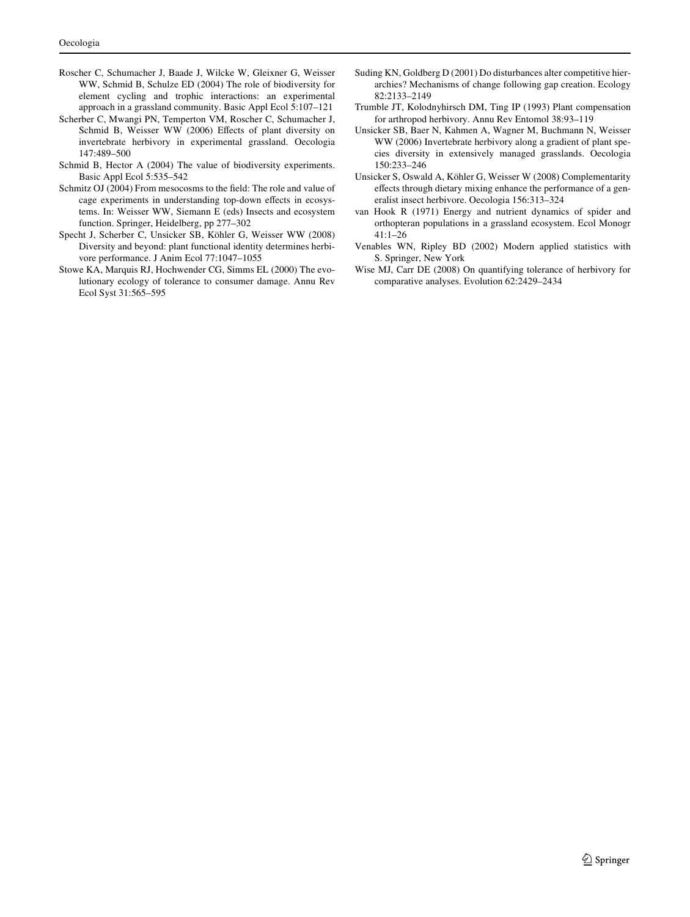Roscher C, Schumacher J, Baade J, Wilcke W, Gleixner G, Weisser WW, Schmid B, Schulze ED (2004) The role of biodiversity for element cycling and trophic interactions: an experimental approach in a grassland community. Basic Appl Ecol 5:107–121

Scherber C, Mwangi PN, Temperton VM, Roscher C, Schumacher J, Schmid B, Weisser WW (2006) Effects of plant diversity on invertebrate herbivory in experimental grassland. Oecologia 147:489–500

Schmid B, Hector A (2004) The value of biodiversity experiments. Basic Appl Ecol 5:535–542

Schmitz OJ (2004) From mesocosms to the field: The role and value of cage experiments in understanding top-down effects in ecosystems. In: Weisser WW, Siemann E (eds) Insects and ecosystem function. Springer, Heidelberg, pp 277–302

Specht J, Scherber C, Unsicker SB, Köhler G, Weisser WW (2008) Diversity and beyond: plant functional identity determines herbivore performance. J Anim Ecol 77:1047–1055

Stowe KA, Marquis RJ, Hochwender CG, Simms EL (2000) The evolutionary ecology of tolerance to consumer damage. Annu Rev Ecol Syst 31:565–595

Suding KN, Goldberg D (2001) Do disturbances alter competitive hierarchies? Mechanisms of change following gap creation. Ecology 82:2133–2149

Trumble JT, Kolodnyhirsch DM, Ting IP (1993) Plant compensation for arthropod herbivory. Annu Rev Entomol 38:93–119

Unsicker SB, Baer N, Kahmen A, Wagner M, Buchmann N, Weisser WW (2006) Invertebrate herbivory along a gradient of plant species diversity in extensively managed grasslands. Oecologia 150:233–246

Unsicker S, Oswald A, Köhler G, Weisser W (2008) Complementarity effects through dietary mixing enhance the performance of a generalist insect herbivore. Oecologia 156:313–324

van Hook R (1971) Energy and nutrient dynamics of spider and orthopteran populations in a grassland ecosystem. Ecol Monogr 41:1–26

Venables WN, Ripley BD (2002) Modern applied statistics with S. Springer, New York

Wise MJ, Carr DE (2008) On quantifying tolerance of herbivory for comparative analyses. Evolution 62:2429–2434